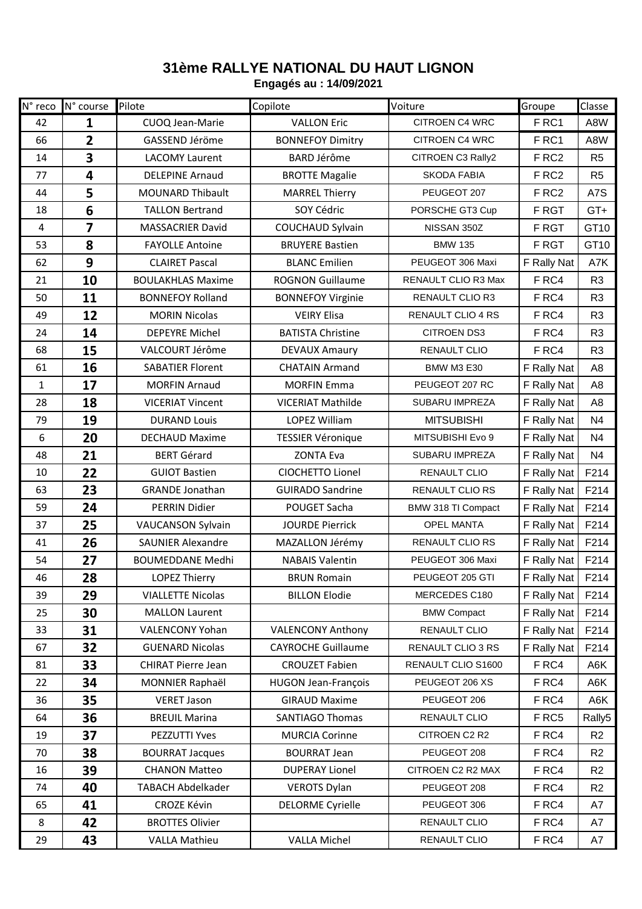# 31ème RALLYE NATIONAL DU HAUT LIGNON

**Engagés au : 14/09/2021**

| N° reco | N° course | Pilote | Copilote | Voiture | Groupe | Classe |
|---|---|---|---|---|---|---|
| 42 | **1** | CUOQ Jean-Marie | VALLON Eric | CITROEN C4 WRC | F RC1 | A8W |
| 66 | **2** | GASSEND Jéröme | BONNEFOY Dimitry | CITROEN C4 WRC | F RC1 | A8W |
| 14 | **3** | LACOMY Laurent | BARD Jérôme | CITROEN C3 Rally2 | F RC2 | R5 |
| 77 | **4** | DELEPINE Arnaud | BROTTE Magalie | SKODA FABIA | F RC2 | R5 |
| 44 | **5** | MOUNARD Thibault | MARREL Thierry | PEUGEOT 207 | F RC2 | A7S |
| 18 | **6** | TALLON Bertrand | SOY Cédric | PORSCHE GT3 Cup | F RGT | GT+ |
| 4 | **7** | MASSACRIER David | COUCHAUD Sylvain | NISSAN 350Z | F RGT | GT10 |
| 53 | **8** | FAYOLLE Antoine | BRUYERE Bastien | BMW 135 | F RGT | GT10 |
| 62 | **9** | CLAIRET Pascal | BLANC Emilien | PEUGEOT 306 Maxi | F Rally Nat | A7K |
| 21 | **10** | BOULAKHLAS Maxime | ROGNON Guillaume | RENAULT CLIO R3 Max | F RC4 | R3 |
| 50 | **11** | BONNEFOY Rolland | BONNEFOY Virginie | RENAULT CLIO R3 | F RC4 | R3 |
| 49 | **12** | MORIN Nicolas | VEIRY Elisa | RENAULT CLIO 4 RS | F RC4 | R3 |
| 24 | **14** | DEPEYRE Michel | BATISTA Christine | CITROEN DS3 | F RC4 | R3 |
| 68 | **15** | VALCOURT Jérôme | DEVAUX Amaury | RENAULT CLIO | F RC4 | R3 |
| 61 | **16** | SABATIER Florent | CHATAIN Armand | BMW M3 E30 | F Rally Nat | A8 |
| 1 | **17** | MORFIN Arnaud | MORFIN Emma | PEUGEOT 207 RC | F Rally Nat | A8 |
| 28 | **18** | VICERIAT Vincent | VICERIAT Mathilde | SUBARU IMPREZA | F Rally Nat | A8 |
| 79 | **19** | DURAND Louis | LOPEZ William | MITSUBISHI | F Rally Nat | N4 |
| 6 | **20** | DECHAUD Maxime | TESSIER Véronique | MITSUBISHI Evo 9 | F Rally Nat | N4 |
| 48 | **21** | BERT Gérard | ZONTA Eva | SUBARU IMPREZA | F Rally Nat | N4 |
| 10 | **22** | GUIOT Bastien | CIOCHETTO Lionel | RENAULT CLIO | F Rally Nat | F214 |
| 63 | **23** | GRANDE Jonathan | GUIRADO Sandrine | RENAULT CLIO RS | F Rally Nat | F214 |
| 59 | **24** | PERRIN Didier | POUGET Sacha | BMW 318 TI Compact | F Rally Nat | F214 |
| 37 | **25** | VAUCANSON Sylvain | JOURDE Pierrick | OPEL MANTA | F Rally Nat | F214 |
| 41 | **26** | SAUNIER Alexandre | MAZALLON Jérémy | RENAULT CLIO RS | F Rally Nat | F214 |
| 54 | **27** | BOUMEDDANE Medhi | NABAIS Valentin | PEUGEOT 306 Maxi | F Rally Nat | F214 |
| 46 | **28** | LOPEZ Thierry | BRUN Romain | PEUGEOT 205 GTI | F Rally Nat | F214 |
| 39 | **29** | VIALLETTE Nicolas | BILLON Elodie | MERCEDES C180 | F Rally Nat | F214 |
| 25 | **30** | MALLON Laurent | | BMW Compact | F Rally Nat | F214 |
| 33 | **31** | VALENCONY Yohan | VALENCONY Anthony | RENAULT CLIO | F Rally Nat | F214 |
| 67 | **32** | GUENARD Nicolas | CAYROCHE Guillaume | RENAULT CLIO 3 RS | F Rally Nat | F214 |
| 81 | **33** | CHIRAT Pierre Jean | CROUZET Fabien | RENAULT CLIO S1600 | F RC4 | A6K |
| 22 | **34** | MONNIER Raphaël | HUGON Jean-François | PEUGEOT 206 XS | F RC4 | A6K |
| 36 | **35** | VERET Jason | GIRAUD Maxime | PEUGEOT 206 | F RC4 | A6K |
| 64 | **36** | BREUIL Marina | SANTIAGO Thomas | RENAULT CLIO | F RC5 | Rally5 |
| 19 | **37** | PEZZUTTI Yves | MURCIA Corinne | CITROEN C2 R2 | F RC4 | R2 |
| 70 | **38** | BOURRAT Jacques | BOURRAT Jean | PEUGEOT 208 | F RC4 | R2 |
| 16 | **39** | CHANON Matteo | DUPERAY Lionel | CITROEN C2 R2 MAX | F RC4 | R2 |
| 74 | **40** | TABACH Abdelkader | VEROTS Dylan | PEUGEOT 208 | F RC4 | R2 |
| 65 | **41** | CROZE Kévin | DELORME Cyrielle | PEUGEOT 306 | F RC4 | A7 |
| 8 | **42** | BROTTES Olivier | | RENAULT CLIO | F RC4 | A7 |
| 29 | **43** | VALLA Mathieu | VALLA Michel | RENAULT CLIO | F RC4 | A7 |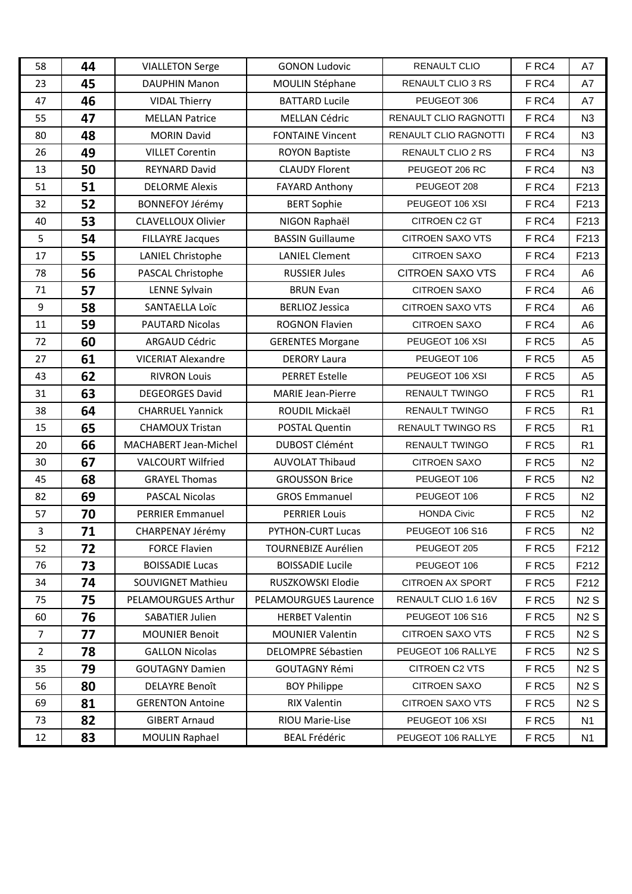| | | | | | | |
|---|---|---|---|---|---|---|
| 58 | **44** | VIALLETON Serge | GONON Ludovic | RENAULT CLIO | F RC4 | A7 |
| 23 | **45** | DAUPHIN Manon | MOULIN Stéphane | RENAULT CLIO 3 RS | F RC4 | A7 |
| 47 | **46** | VIDAL Thierry | BATTARD Lucile | PEUGEOT 306 | F RC4 | A7 |
| 55 | **47** | MELLAN Patrice | MELLAN Cédric | RENAULT CLIO RAGNOTTI | F RC4 | N3 |
| 80 | **48** | MORIN David | FONTAINE Vincent | RENAULT CLIO RAGNOTTI | F RC4 | N3 |
| 26 | **49** | VILLET Corentin | ROYON Baptiste | RENAULT CLIO 2 RS | F RC4 | N3 |
| 13 | **50** | REYNARD David | CLAUDY Florent | PEUGEOT 206 RC | F RC4 | N3 |
| 51 | **51** | DELORME Alexis | FAYARD Anthony | PEUGEOT 208 | F RC4 | F213 |
| 32 | **52** | BONNEFOY Jérémy | BERT Sophie | PEUGEOT 106 XSI | F RC4 | F213 |
| 40 | **53** | CLAVELLOUX Olivier | NIGON Raphaël | CITROEN C2 GT | F RC4 | F213 |
| 5 | **54** | FILLAYRE Jacques | BASSIN Guillaume | CITROEN SAXO VTS | F RC4 | F213 |
| 17 | **55** | LANIEL Christophe | LANIEL Clement | CITROEN SAXO | F RC4 | F213 |
| 78 | **56** | PASCAL Christophe | RUSSIER Jules | CITROEN SAXO VTS | F RC4 | A6 |
| 71 | **57** | LENNE Sylvain | BRUN Evan | CITROEN SAXO | F RC4 | A6 |
| 9 | **58** | SANTAELLA Loïc | BERLIOZ Jessica | CITROEN SAXO VTS | F RC4 | A6 |
| 11 | **59** | PAUTARD Nicolas | ROGNON Flavien | CITROEN SAXO | F RC4 | A6 |
| 72 | **60** | ARGAUD Cédric | GERENTES Morgane | PEUGEOT 106 XSI | F RC5 | A5 |
| 27 | **61** | VICERIAT Alexandre | DERORY Laura | PEUGEOT 106 | F RC5 | A5 |
| 43 | **62** | RIVRON Louis | PERRET Estelle | PEUGEOT 106 XSI | F RC5 | A5 |
| 31 | **63** | DEGEORGES David | MARIE Jean-Pierre | RENAULT TWINGO | F RC5 | R1 |
| 38 | **64** | CHARRUEL Yannick | ROUDIL Mickaël | RENAULT TWINGO | F RC5 | R1 |
| 15 | **65** | CHAMOUX Tristan | POSTAL Quentin | RENAULT TWINGO RS | F RC5 | R1 |
| 20 | **66** | MACHABERT Jean-Michel | DUBOST Clémént | RENAULT TWINGO | F RC5 | R1 |
| 30 | **67** | VALCOURT Wilfried | AUVOLAT Thibaud | CITROEN SAXO | F RC5 | N2 |
| 45 | **68** | GRAYEL Thomas | GROUSSON Brice | PEUGEOT 106 | F RC5 | N2 |
| 82 | **69** | PASCAL Nicolas | GROS Emmanuel | PEUGEOT 106 | F RC5 | N2 |
| 57 | **70** | PERRIER Emmanuel | PERRIER Louis | HONDA Civic | F RC5 | N2 |
| 3 | **71** | CHARPENAY Jérémy | PYTHON-CURT Lucas | PEUGEOT 106 S16 | F RC5 | N2 |
| 52 | **72** | FORCE Flavien | TOURNEBIZE Aurélien | PEUGEOT 205 | F RC5 | F212 |
| 76 | **73** | BOISSADIE Lucas | BOISSADIE Lucile | PEUGEOT 106 | F RC5 | F212 |
| 34 | **74** | SOUVIGNET Mathieu | RUSZKOWSKI Elodie | CITROEN AX SPORT | F RC5 | F212 |
| 75 | **75** | PELAMOURGUES Arthur | PELAMOURGUES Laurence | RENAULT CLIO 1.6 16V | F RC5 | N2 S |
| 60 | **76** | SABATIER Julien | HERBET Valentin | PEUGEOT 106 S16 | F RC5 | N2 S |
| 7 | **77** | MOUNIER Benoit | MOUNIER Valentin | CITROEN SAXO VTS | F RC5 | N2 S |
| 2 | **78** | GALLON Nicolas | DELOMPRE Sébastien | PEUGEOT 106 RALLYE | F RC5 | N2 S |
| 35 | **79** | GOUTAGNY Damien | GOUTAGNY Rémi | CITROEN C2 VTS | F RC5 | N2 S |
| 56 | **80** | DELAYRE Benoît | BOY Philippe | CITROEN SAXO | F RC5 | N2 S |
| 69 | **81** | GERENTON Antoine | RIX Valentin | CITROEN SAXO VTS | F RC5 | N2 S |
| 73 | **82** | GIBERT Arnaud | RIOU Marie-Lise | PEUGEOT 106 XSI | F RC5 | N1 |
| 12 | **83** | MOULIN Raphael | BEAL Frédéric | PEUGEOT 106 RALLYE | F RC5 | N1 |